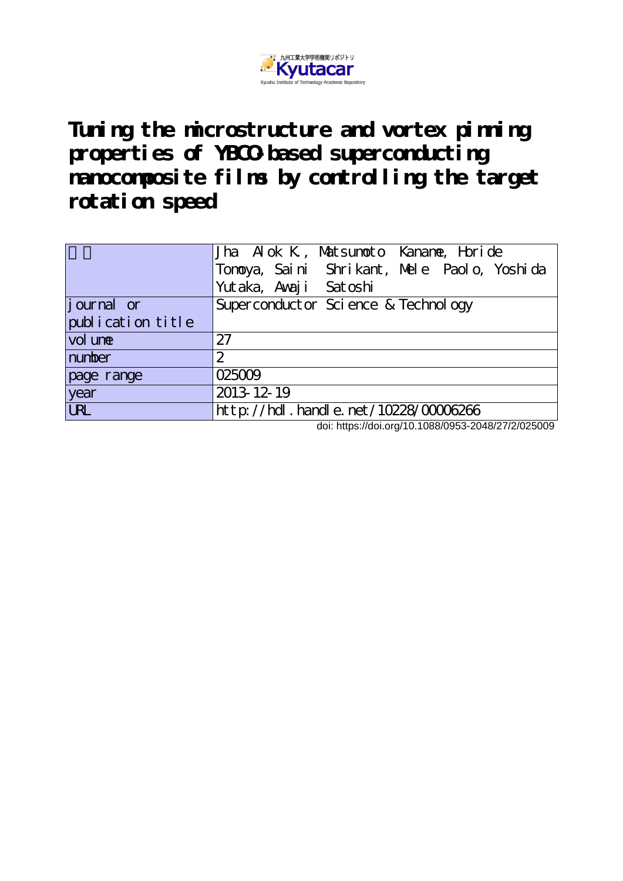九州工業大学学術機関リポジトリ Kyutacar Kyushu Institute of Technology Academic Repository

# Tuning the microstructure and vortex pinning properties of YBCO-based superconducting nanocomposite films by controlling the target rotation speed

| 著者 | Jha Alok K., Matsumoto Kaname, Horide Tomoya, Saini Shrikant, Mele Paolo, Yoshida Yutaka, Awaji Satoshi |
|---|---|
| journal or publication title | Superconductor Science & Technology |
| volume | 27 |
| number | 2 |
| page range | 025009 |
| year | 2013-12-19 |
| URL | http://hdl.handle.net/10228/00006266 |

doi: https://doi.org/10.1088/0953-2048/27/2/025009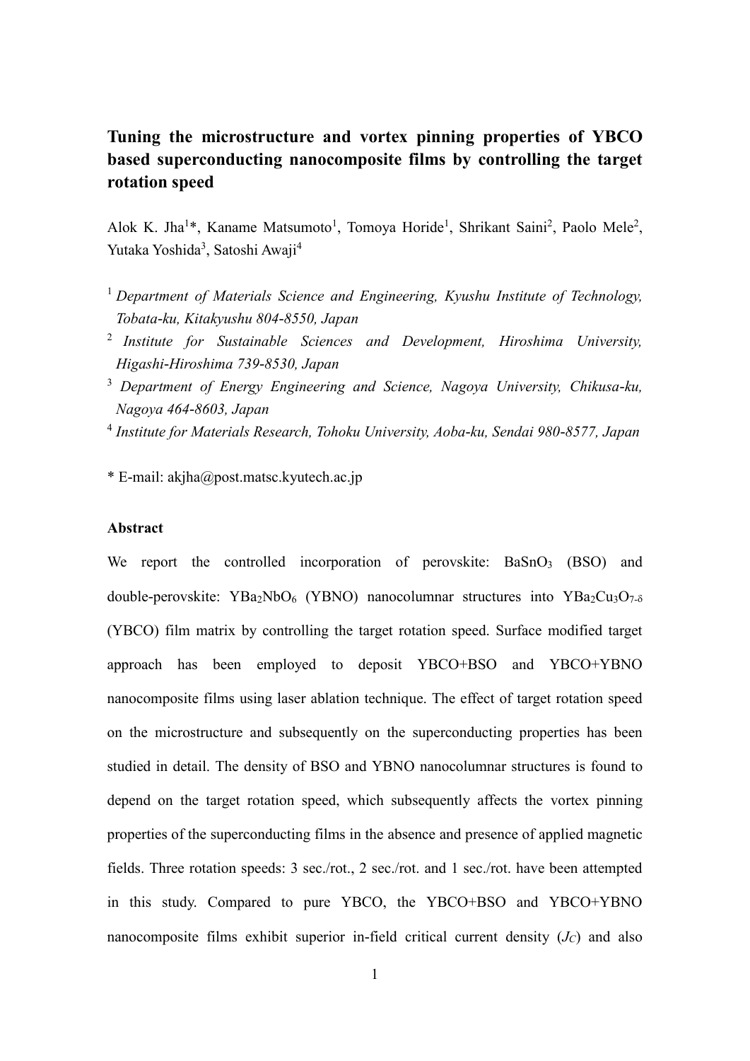# Tuning the microstructure and vortex pinning properties of YBCO based superconducting nanocomposite films by controlling the target rotation speed

Alok K. Jha[1]*, Kaname Matsumoto[1], Tomoya Horide[1], Shrikant Saini[2], Paolo Mele[2], Yutaka Yoshida[3], Satoshi Awaji[4]

[1] *Department of Materials Science and Engineering, Kyushu Institute of Technology, Tobata-ku, Kitakyushu 804-8550, Japan*

[2] *Institute for Sustainable Sciences and Development, Hiroshima University, Higashi-Hiroshima 739-8530, Japan*

[3] *Department of Energy Engineering and Science, Nagoya University, Chikusa-ku, Nagoya 464-8603, Japan*

[4] *Institute for Materials Research, Tohoku University, Aoba-ku, Sendai 980-8577, Japan*

* E-mail: akjha@post.matsc.kyutech.ac.jp

**Abstract**

We report the controlled incorporation of perovskite: $BaSnO_3$ (BSO) and double-perovskite: $YBa_2NbO_6$ (YBNO) nanocolumnar structures into $YBa_2Cu_3O_{7-\delta}$ (YBCO) film matrix by controlling the target rotation speed. Surface modified target approach has been employed to deposit YBCO+BSO and YBCO+YBNO nanocomposite films using laser ablation technique. The effect of target rotation speed on the microstructure and subsequently on the superconducting properties has been studied in detail. The density of BSO and YBNO nanocolumnar structures is found to depend on the target rotation speed, which subsequently affects the vortex pinning properties of the superconducting films in the absence and presence of applied magnetic fields. Three rotation speeds: 3 sec./rot., 2 sec./rot. and 1 sec./rot. have been attempted in this study. Compared to pure YBCO, the YBCO+BSO and YBCO+YBNO nanocomposite films exhibit superior in-field critical current density ($J_C$) and also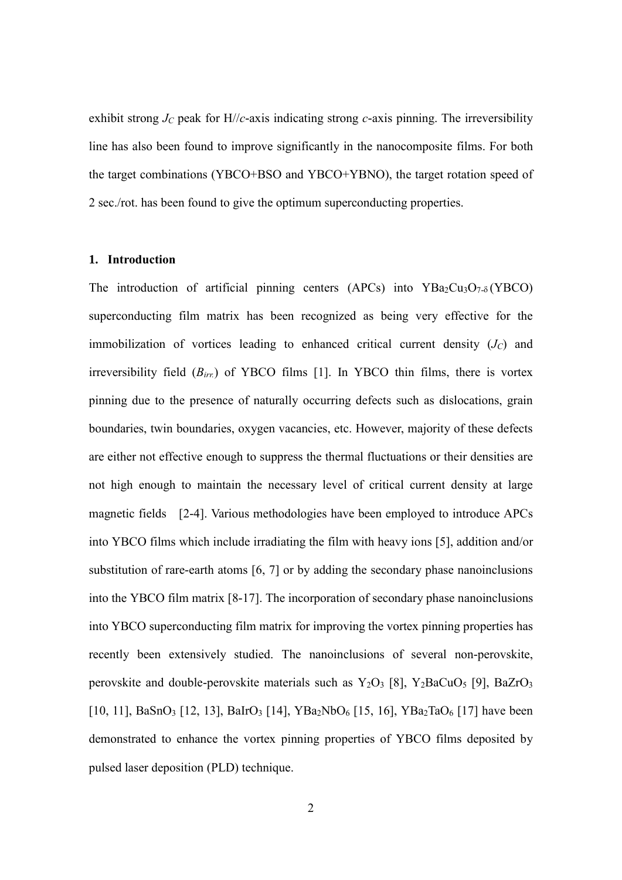exhibit strong $J_C$ peak for H//*c*-axis indicating strong *c*-axis pinning. The irreversibility line has also been found to improve significantly in the nanocomposite films. For both the target combinations (YBCO+BSO and YBCO+YBNO), the target rotation speed of 2 sec./rot. has been found to give the optimum superconducting properties.

## 1. Introduction

The introduction of artificial pinning centers (APCs) into $YBa_2Cu_3O_{7-\delta}$ (YBCO) superconducting film matrix has been recognized as being very effective for the immobilization of vortices leading to enhanced critical current density ($J_C$) and irreversibility field ($B_{irr.}$) of YBCO films [1]. In YBCO thin films, there is vortex pinning due to the presence of naturally occurring defects such as dislocations, grain boundaries, twin boundaries, oxygen vacancies, etc. However, majority of these defects are either not effective enough to suppress the thermal fluctuations or their densities are not high enough to maintain the necessary level of critical current density at large magnetic fields [2-4]. Various methodologies have been employed to introduce APCs into YBCO films which include irradiating the film with heavy ions [5], addition and/or substitution of rare-earth atoms [6, 7] or by adding the secondary phase nanoinclusions into the YBCO film matrix [8-17]. The incorporation of secondary phase nanoinclusions into YBCO superconducting film matrix for improving the vortex pinning properties has recently been extensively studied. The nanoinclusions of several non-perovskite, perovskite and double-perovskite materials such as $Y_2O_3$ [8], $Y_2BaCuO_5$ [9], $BaZrO_3$ [10, 11], $BaSnO_3$ [12, 13], $BaIrO_3$ [14], $YBa_2NbO_6$ [15, 16], $YBa_2TaO_6$ [17] have been demonstrated to enhance the vortex pinning properties of YBCO films deposited by pulsed laser deposition (PLD) technique.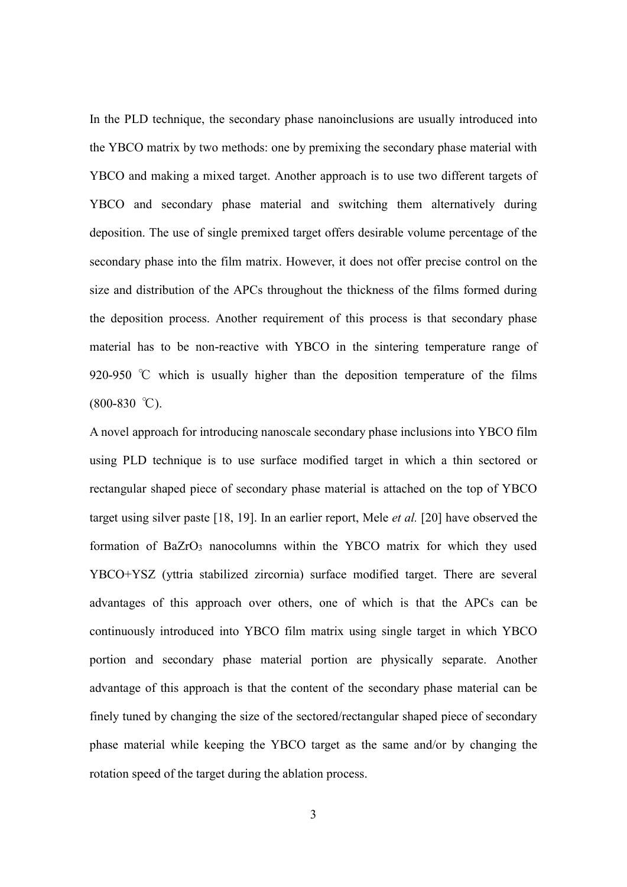In the PLD technique, the secondary phase nanoinclusions are usually introduced into the YBCO matrix by two methods: one by premixing the secondary phase material with YBCO and making a mixed target. Another approach is to use two different targets of YBCO and secondary phase material and switching them alternatively during deposition. The use of single premixed target offers desirable volume percentage of the secondary phase into the film matrix. However, it does not offer precise control on the size and distribution of the APCs throughout the thickness of the films formed during the deposition process. Another requirement of this process is that secondary phase material has to be non-reactive with YBCO in the sintering temperature range of 920-950 ℃ which is usually higher than the deposition temperature of the films (800-830 ℃).

A novel approach for introducing nanoscale secondary phase inclusions into YBCO film using PLD technique is to use surface modified target in which a thin sectored or rectangular shaped piece of secondary phase material is attached on the top of YBCO target using silver paste [18, 19]. In an earlier report, Mele *et al.* [20] have observed the formation of $BaZrO_3$ nanocolumns within the YBCO matrix for which they used YBCO+YSZ (yttria stabilized zircornia) surface modified target. There are several advantages of this approach over others, one of which is that the APCs can be continuously introduced into YBCO film matrix using single target in which YBCO portion and secondary phase material portion are physically separate. Another advantage of this approach is that the content of the secondary phase material can be finely tuned by changing the size of the sectored/rectangular shaped piece of secondary phase material while keeping the YBCO target as the same and/or by changing the rotation speed of the target during the ablation process.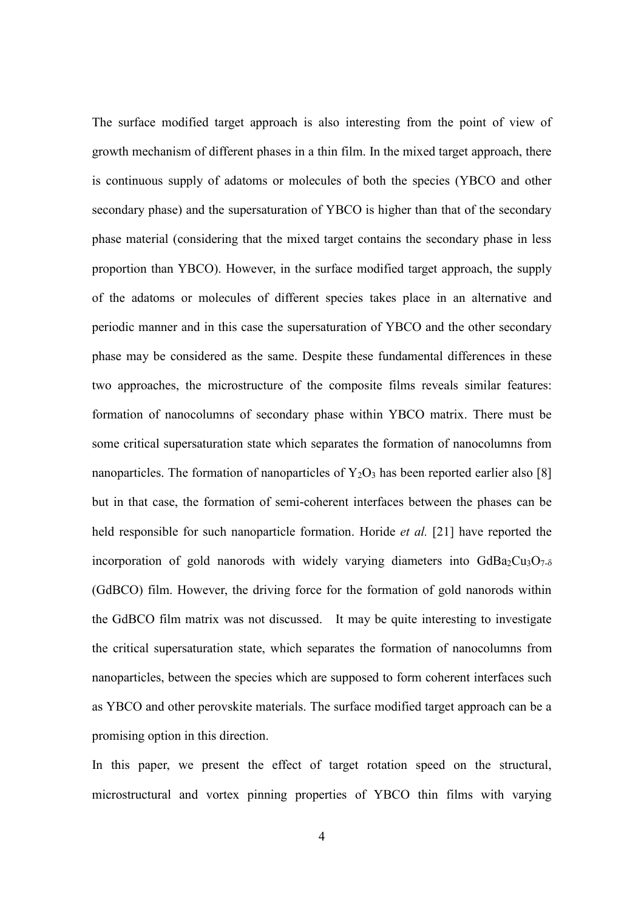The surface modified target approach is also interesting from the point of view of growth mechanism of different phases in a thin film. In the mixed target approach, there is continuous supply of adatoms or molecules of both the species (YBCO and other secondary phase) and the supersaturation of YBCO is higher than that of the secondary phase material (considering that the mixed target contains the secondary phase in less proportion than YBCO). However, in the surface modified target approach, the supply of the adatoms or molecules of different species takes place in an alternative and periodic manner and in this case the supersaturation of YBCO and the other secondary phase may be considered as the same. Despite these fundamental differences in these two approaches, the microstructure of the composite films reveals similar features: formation of nanocolumns of secondary phase within YBCO matrix. There must be some critical supersaturation state which separates the formation of nanocolumns from nanoparticles. The formation of nanoparticles of $Y_2O_3$ has been reported earlier also [8] but in that case, the formation of semi-coherent interfaces between the phases can be held responsible for such nanoparticle formation. Horide *et al.* [21] have reported the incorporation of gold nanorods with widely varying diameters into $GdBa_2Cu_3O_{7-\delta}$ (GdBCO) film. However, the driving force for the formation of gold nanorods within the GdBCO film matrix was not discussed. It may be quite interesting to investigate the critical supersaturation state, which separates the formation of nanocolumns from nanoparticles, between the species which are supposed to form coherent interfaces such as YBCO and other perovskite materials. The surface modified target approach can be a promising option in this direction.

In this paper, we present the effect of target rotation speed on the structural, microstructural and vortex pinning properties of YBCO thin films with varying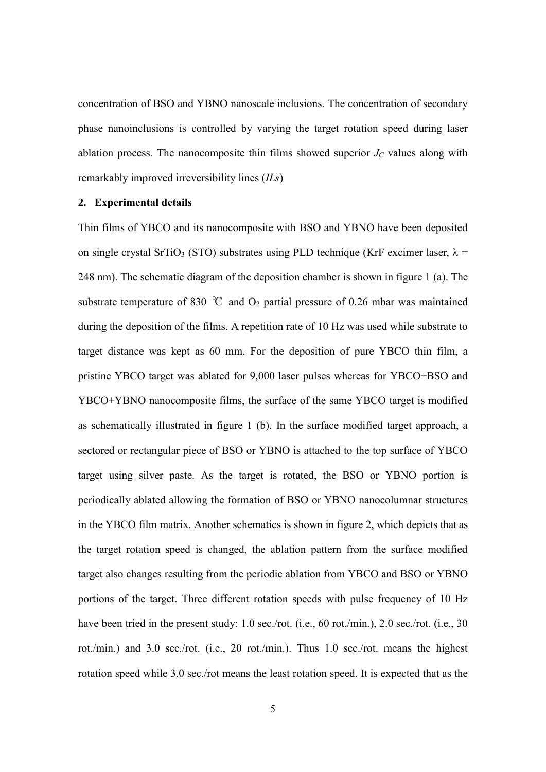concentration of BSO and YBNO nanoscale inclusions. The concentration of secondary phase nanoinclusions is controlled by varying the target rotation speed during laser ablation process. The nanocomposite thin films showed superior $J_C$ values along with remarkably improved irreversibility lines (*ILs*)

## 2. Experimental details

Thin films of YBCO and its nanocomposite with BSO and YBNO have been deposited on single crystal $SrTiO_3$ (STO) substrates using PLD technique (KrF excimer laser, $\lambda$ = 248 nm). The schematic diagram of the deposition chamber is shown in figure 1 (a). The substrate temperature of 830 ℃ and $O_2$ partial pressure of 0.26 mbar was maintained during the deposition of the films. A repetition rate of 10 Hz was used while substrate to target distance was kept as 60 mm. For the deposition of pure YBCO thin film, a pristine YBCO target was ablated for 9,000 laser pulses whereas for YBCO+BSO and YBCO+YBNO nanocomposite films, the surface of the same YBCO target is modified as schematically illustrated in figure 1 (b). In the surface modified target approach, a sectored or rectangular piece of BSO or YBNO is attached to the top surface of YBCO target using silver paste. As the target is rotated, the BSO or YBNO portion is periodically ablated allowing the formation of BSO or YBNO nanocolumnar structures in the YBCO film matrix. Another schematics is shown in figure 2, which depicts that as the target rotation speed is changed, the ablation pattern from the surface modified target also changes resulting from the periodic ablation from YBCO and BSO or YBNO portions of the target. Three different rotation speeds with pulse frequency of 10 Hz have been tried in the present study: 1.0 sec./rot. (i.e., 60 rot./min.), 2.0 sec./rot. (i.e., 30 rot./min.) and 3.0 sec./rot. (i.e., 20 rot./min.). Thus 1.0 sec./rot. means the highest rotation speed while 3.0 sec./rot means the least rotation speed. It is expected that as the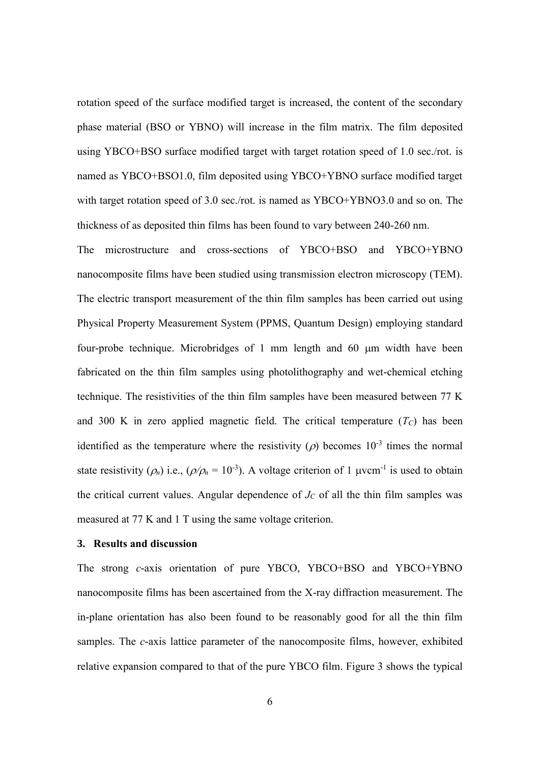rotation speed of the surface modified target is increased, the content of the secondary phase material (BSO or YBNO) will increase in the film matrix. The film deposited using YBCO+BSO surface modified target with target rotation speed of 1.0 sec./rot. is named as YBCO+BSO1.0, film deposited using YBCO+YBNO surface modified target with target rotation speed of 3.0 sec./rot. is named as YBCO+YBNO3.0 and so on. The thickness of as deposited thin films has been found to vary between 240-260 nm.

The microstructure and cross-sections of YBCO+BSO and YBCO+YBNO nanocomposite films have been studied using transmission electron microscopy (TEM). The electric transport measurement of the thin film samples has been carried out using Physical Property Measurement System (PPMS, Quantum Design) employing standard four-probe technique. Microbridges of 1 mm length and 60 μm width have been fabricated on the thin film samples using photolithography and wet-chemical etching technique. The resistivities of the thin film samples have been measured between 77 K and 300 K in zero applied magnetic field. The critical temperature ($T_C$) has been identified as the temperature where the resistivity ($\rho$) becomes $10^{-3}$ times the normal state resistivity ($\rho_n$) i.e., ($\rho/\rho_n = 10^{-3}$). A voltage criterion of 1 μvcm$^{-1}$ is used to obtain the critical current values. Angular dependence of $J_C$ of all the thin film samples was measured at 77 K and 1 T using the same voltage criterion.

### 3. Results and discussion

The strong *c*-axis orientation of pure YBCO, YBCO+BSO and YBCO+YBNO nanocomposite films has been ascertained from the X-ray diffraction measurement. The in-plane orientation has also been found to be reasonably good for all the thin film samples. The *c*-axis lattice parameter of the nanocomposite films, however, exhibited relative expansion compared to that of the pure YBCO film. Figure 3 shows the typical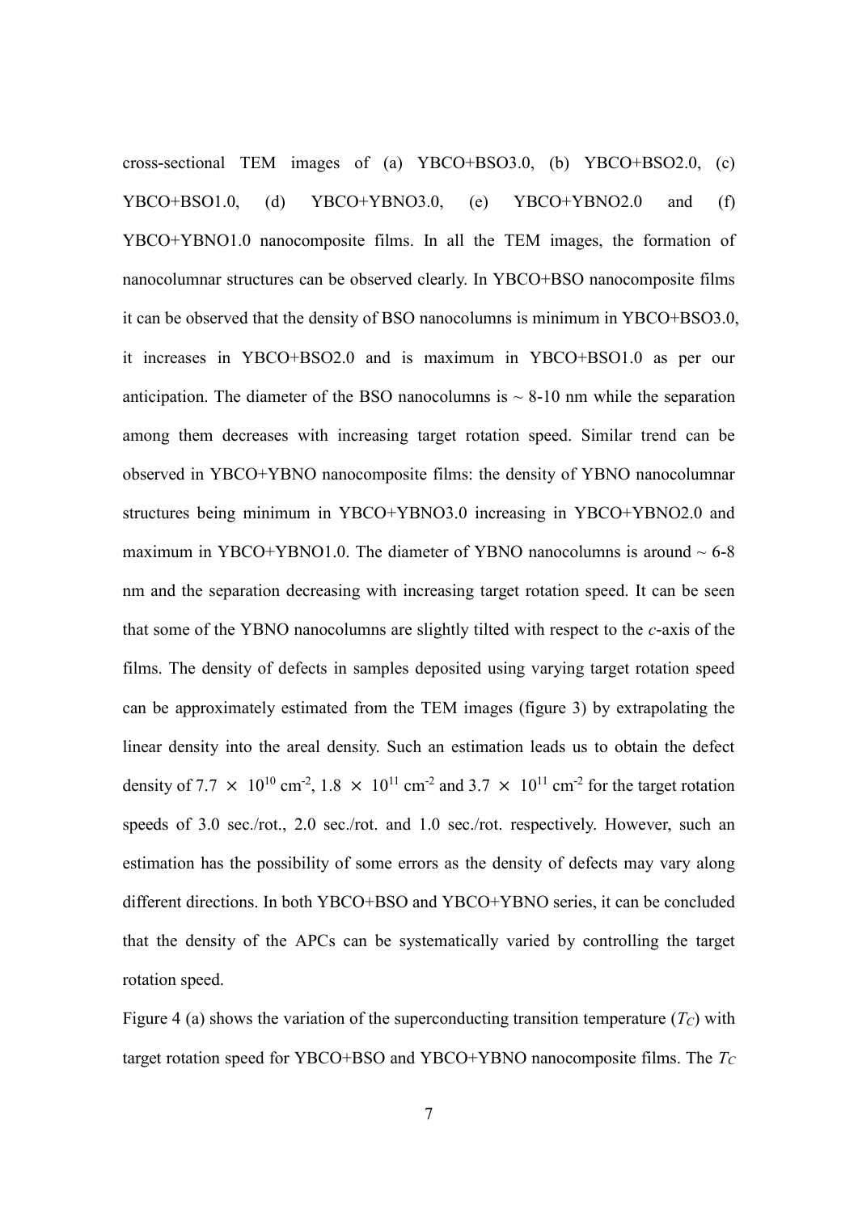cross-sectional TEM images of (a) YBCO+BSO3.0, (b) YBCO+BSO2.0, (c) YBCO+BSO1.0, (d) YBCO+YBNO3.0, (e) YBCO+YBNO2.0 and (f) YBCO+YBNO1.0 nanocomposite films. In all the TEM images, the formation of nanocolumnar structures can be observed clearly. In YBCO+BSO nanocomposite films it can be observed that the density of BSO nanocolumns is minimum in YBCO+BSO3.0, it increases in YBCO+BSO2.0 and is maximum in YBCO+BSO1.0 as per our anticipation. The diameter of the BSO nanocolumns is ~ 8-10 nm while the separation among them decreases with increasing target rotation speed. Similar trend can be observed in YBCO+YBNO nanocomposite films: the density of YBNO nanocolumnar structures being minimum in YBCO+YBNO3.0 increasing in YBCO+YBNO2.0 and maximum in YBCO+YBNO1.0. The diameter of YBNO nanocolumns is around ~ 6-8 nm and the separation decreasing with increasing target rotation speed. It can be seen that some of the YBNO nanocolumns are slightly tilted with respect to the *c*-axis of the films. The density of defects in samples deposited using varying target rotation speed can be approximately estimated from the TEM images (figure 3) by extrapolating the linear density into the areal density. Such an estimation leads us to obtain the defect density of $7.7 \times 10^{10}$ cm$^{-2}$, $1.8 \times 10^{11}$ cm$^{-2}$ and $3.7 \times 10^{11}$ cm$^{-2}$ for the target rotation speeds of 3.0 sec./rot., 2.0 sec./rot. and 1.0 sec./rot. respectively. However, such an estimation has the possibility of some errors as the density of defects may vary along different directions. In both YBCO+BSO and YBCO+YBNO series, it can be concluded that the density of the APCs can be systematically varied by controlling the target rotation speed.

Figure 4 (a) shows the variation of the superconducting transition temperature ($T_C$) with target rotation speed for YBCO+BSO and YBCO+YBNO nanocomposite films. The $T_C$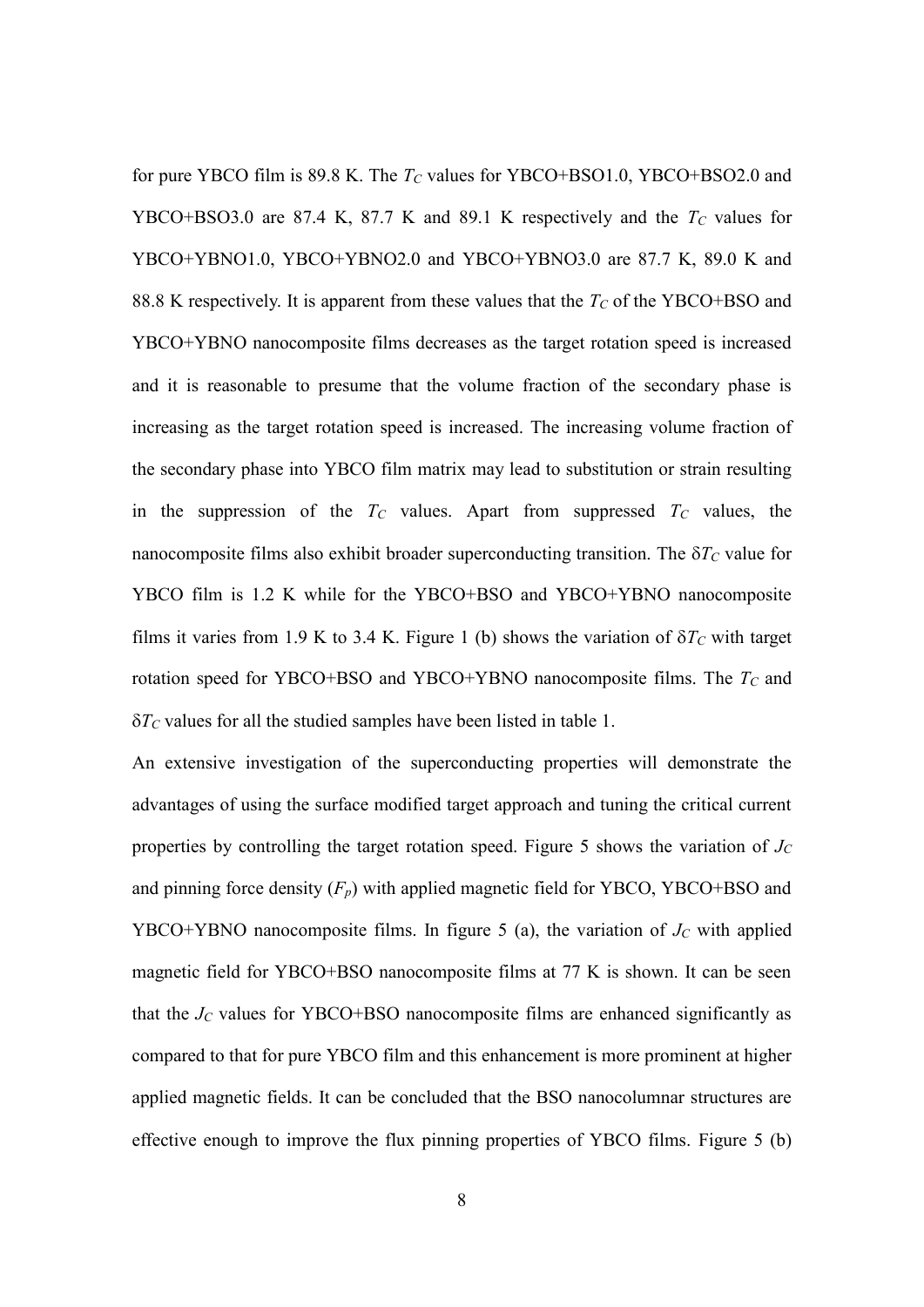for pure YBCO film is 89.8 K. The $T_C$ values for YBCO+BSO1.0, YBCO+BSO2.0 and YBCO+BSO3.0 are 87.4 K, 87.7 K and 89.1 K respectively and the $T_C$ values for YBCO+YBNO1.0, YBCO+YBNO2.0 and YBCO+YBNO3.0 are 87.7 K, 89.0 K and 88.8 K respectively. It is apparent from these values that the $T_C$ of the YBCO+BSO and YBCO+YBNO nanocomposite films decreases as the target rotation speed is increased and it is reasonable to presume that the volume fraction of the secondary phase is increasing as the target rotation speed is increased. The increasing volume fraction of the secondary phase into YBCO film matrix may lead to substitution or strain resulting in the suppression of the $T_C$ values. Apart from suppressed $T_C$ values, the nanocomposite films also exhibit broader superconducting transition. The $\delta T_C$ value for YBCO film is 1.2 K while for the YBCO+BSO and YBCO+YBNO nanocomposite films it varies from 1.9 K to 3.4 K. Figure 1 (b) shows the variation of $\delta T_C$ with target rotation speed for YBCO+BSO and YBCO+YBNO nanocomposite films. The $T_C$ and $\delta T_C$ values for all the studied samples have been listed in table 1.

An extensive investigation of the superconducting properties will demonstrate the advantages of using the surface modified target approach and tuning the critical current properties by controlling the target rotation speed. Figure 5 shows the variation of $J_C$ and pinning force density ($F_p$) with applied magnetic field for YBCO, YBCO+BSO and YBCO+YBNO nanocomposite films. In figure 5 (a), the variation of $J_C$ with applied magnetic field for YBCO+BSO nanocomposite films at 77 K is shown. It can be seen that the $J_C$ values for YBCO+BSO nanocomposite films are enhanced significantly as compared to that for pure YBCO film and this enhancement is more prominent at higher applied magnetic fields. It can be concluded that the BSO nanocolumnar structures are effective enough to improve the flux pinning properties of YBCO films. Figure 5 (b)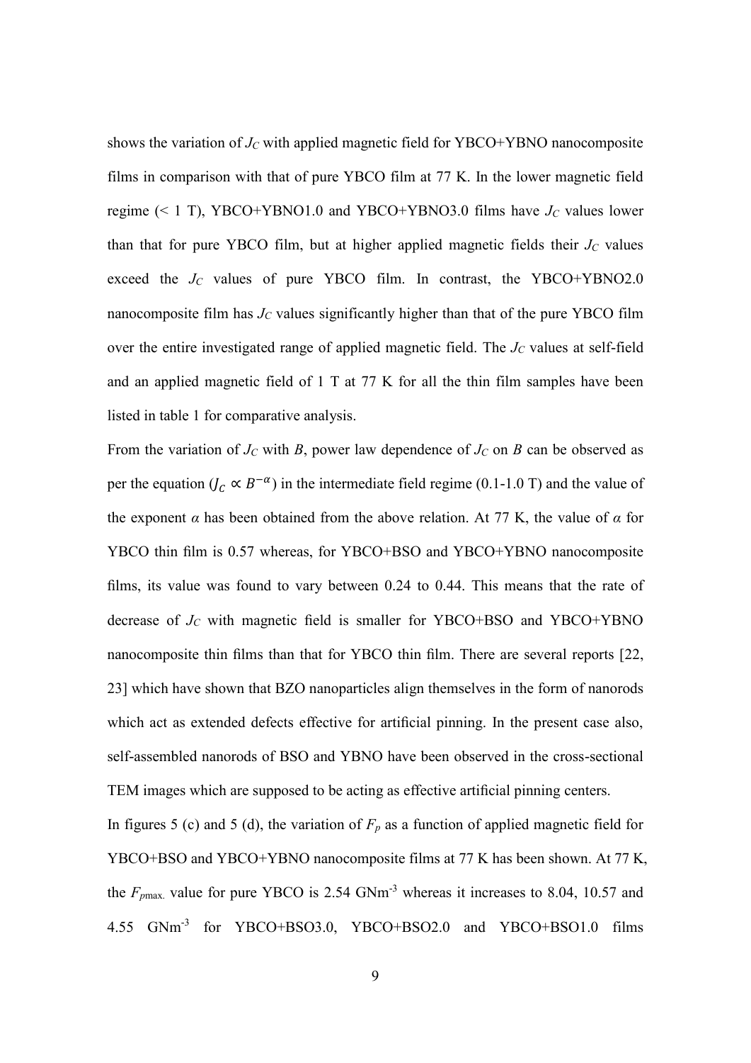shows the variation of $J_C$ with applied magnetic field for YBCO+YBNO nanocomposite films in comparison with that of pure YBCO film at 77 K. In the lower magnetic field regime (< 1 T), YBCO+YBNO1.0 and YBCO+YBNO3.0 films have $J_C$ values lower than that for pure YBCO film, but at higher applied magnetic fields their $J_C$ values exceed the $J_C$ values of pure YBCO film. In contrast, the YBCO+YBNO2.0 nanocomposite film has $J_C$ values significantly higher than that of the pure YBCO film over the entire investigated range of applied magnetic field. The $J_C$ values at self-field and an applied magnetic field of 1 T at 77 K for all the thin film samples have been listed in table 1 for comparative analysis.

From the variation of $J_C$ with $B$, power law dependence of $J_C$ on $B$ can be observed as per the equation ($J_C \propto B^{-\alpha}$) in the intermediate field regime (0.1-1.0 T) and the value of the exponent $\alpha$ has been obtained from the above relation. At 77 K, the value of $\alpha$ for YBCO thin film is 0.57 whereas, for YBCO+BSO and YBCO+YBNO nanocomposite films, its value was found to vary between 0.24 to 0.44. This means that the rate of decrease of $J_C$ with magnetic field is smaller for YBCO+BSO and YBCO+YBNO nanocomposite thin films than that for YBCO thin film. There are several reports [22, 23] which have shown that BZO nanoparticles align themselves in the form of nanorods which act as extended defects effective for artificial pinning. In the present case also, self-assembled nanorods of BSO and YBNO have been observed in the cross-sectional TEM images which are supposed to be acting as effective artificial pinning centers.

In figures 5 (c) and 5 (d), the variation of $F_p$ as a function of applied magnetic field for YBCO+BSO and YBCO+YBNO nanocomposite films at 77 K has been shown. At 77 K, the $F_{p\max.}$ value for pure YBCO is 2.54 $\mathrm{GNm^{-3}}$ whereas it increases to 8.04, 10.57 and 4.55 $\mathrm{GNm^{-3}}$ for YBCO+BSO3.0, YBCO+BSO2.0 and YBCO+BSO1.0 films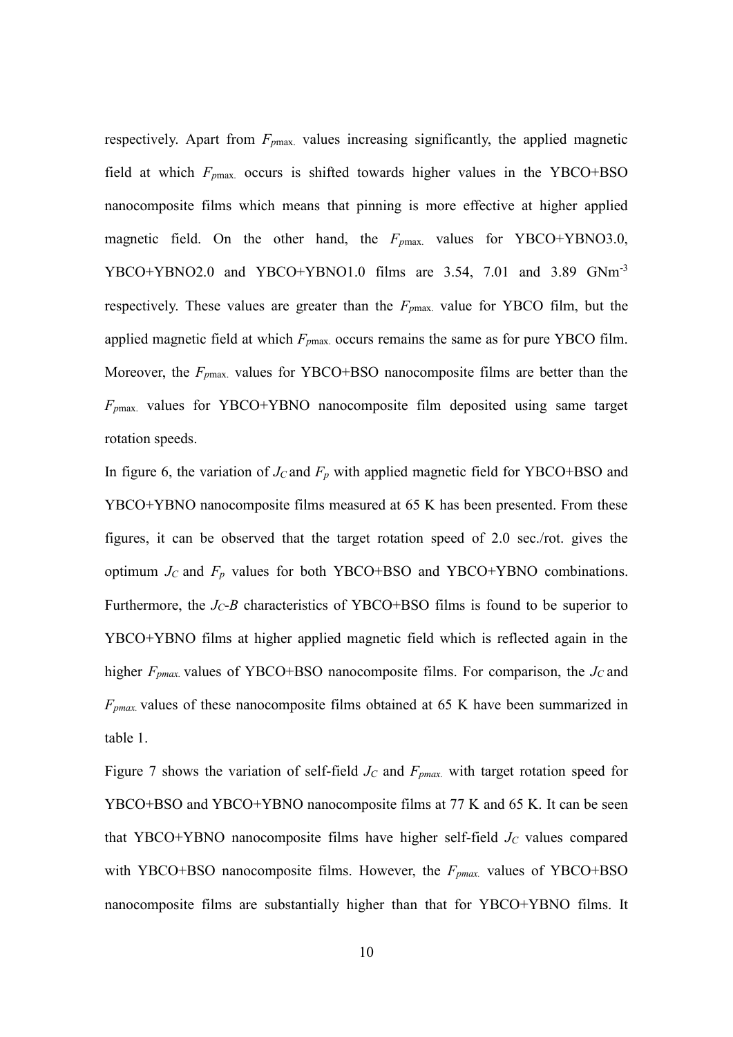respectively. Apart from $F_{p\max.}$ values increasing significantly, the applied magnetic field at which $F_{p\max.}$ occurs is shifted towards higher values in the YBCO+BSO nanocomposite films which means that pinning is more effective at higher applied magnetic field. On the other hand, the $F_{p\max.}$ values for YBCO+YBNO3.0, YBCO+YBNO2.0 and YBCO+YBNO1.0 films are 3.54, 7.01 and 3.89 $GNm^{-3}$ respectively. These values are greater than the $F_{p\max.}$ value for YBCO film, but the applied magnetic field at which $F_{p\max.}$ occurs remains the same as for pure YBCO film. Moreover, the $F_{p\max.}$ values for YBCO+BSO nanocomposite films are better than the $F_{p\max.}$ values for YBCO+YBNO nanocomposite film deposited using same target rotation speeds.

In figure 6, the variation of $J_C$ and $F_p$ with applied magnetic field for YBCO+BSO and YBCO+YBNO nanocomposite films measured at 65 K has been presented. From these figures, it can be observed that the target rotation speed of 2.0 sec./rot. gives the optimum $J_C$ and $F_p$ values for both YBCO+BSO and YBCO+YBNO combinations. Furthermore, the $J_C$-$B$ characteristics of YBCO+BSO films is found to be superior to YBCO+YBNO films at higher applied magnetic field which is reflected again in the higher $F_{pmax.}$ values of YBCO+BSO nanocomposite films. For comparison, the $J_C$ and $F_{pmax.}$ values of these nanocomposite films obtained at 65 K have been summarized in table 1.

Figure 7 shows the variation of self-field $J_C$ and $F_{pmax.}$ with target rotation speed for YBCO+BSO and YBCO+YBNO nanocomposite films at 77 K and 65 K. It can be seen that YBCO+YBNO nanocomposite films have higher self-field $J_C$ values compared with YBCO+BSO nanocomposite films. However, the $F_{pmax.}$ values of YBCO+BSO nanocomposite films are substantially higher than that for YBCO+YBNO films. It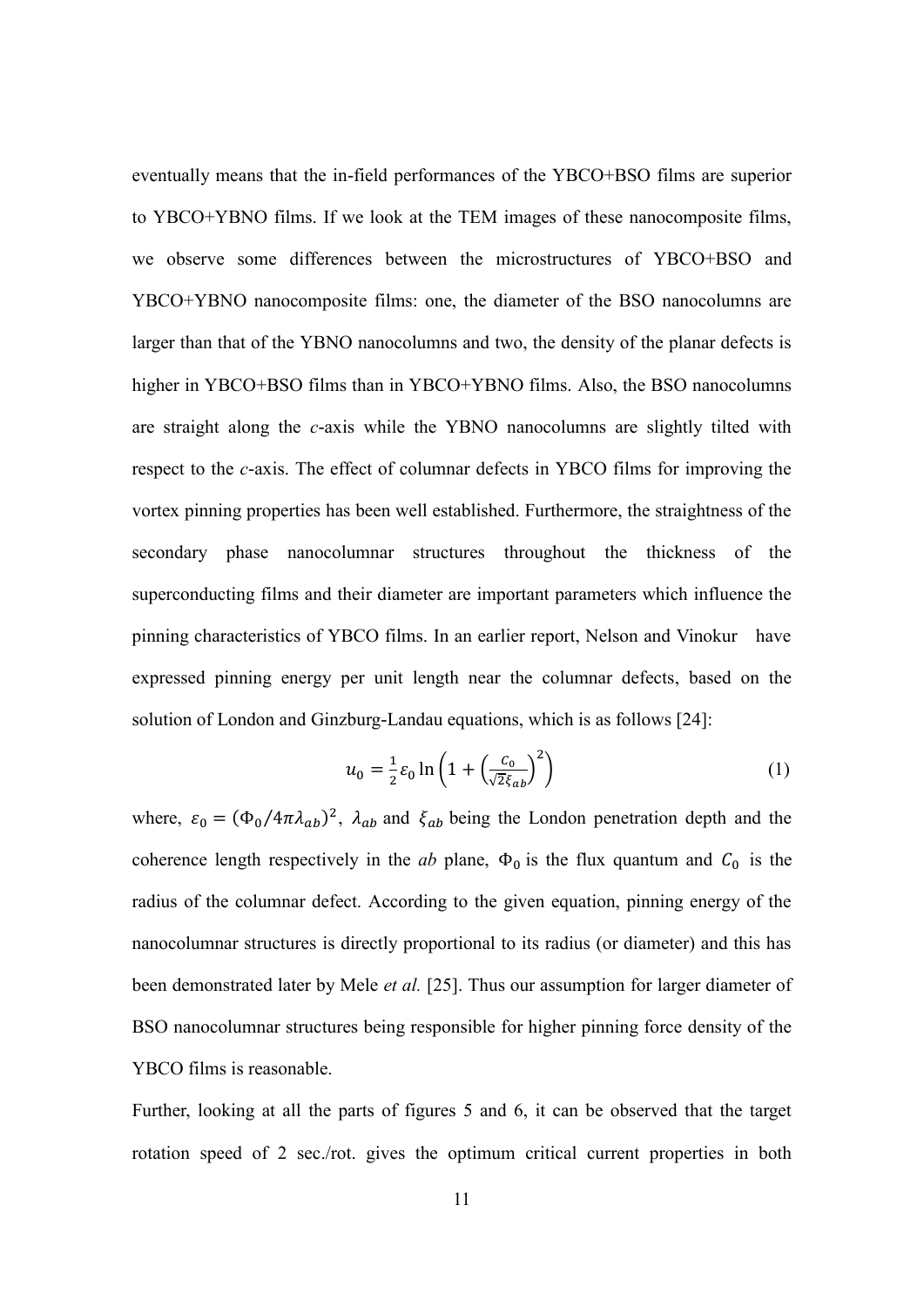eventually means that the in-field performances of the YBCO+BSO films are superior to YBCO+YBNO films. If we look at the TEM images of these nanocomposite films, we observe some differences between the microstructures of YBCO+BSO and YBCO+YBNO nanocomposite films: one, the diameter of the BSO nanocolumns are larger than that of the YBNO nanocolumns and two, the density of the planar defects is higher in YBCO+BSO films than in YBCO+YBNO films. Also, the BSO nanocolumns are straight along the *c*-axis while the YBNO nanocolumns are slightly tilted with respect to the *c*-axis. The effect of columnar defects in YBCO films for improving the vortex pinning properties has been well established. Furthermore, the straightness of the secondary phase nanocolumnar structures throughout the thickness of the superconducting films and their diameter are important parameters which influence the pinning characteristics of YBCO films. In an earlier report, Nelson and Vinokur have expressed pinning energy per unit length near the columnar defects, based on the solution of London and Ginzburg-Landau equations, which is as follows [24]:

$$u_0 = \frac{1}{2}\varepsilon_0 \ln\left(1 + \left(\frac{C_0}{\sqrt{2}\xi_{ab}}\right)^2\right) \tag{1}$$

where, $\varepsilon_0 = (\Phi_0/4\pi\lambda_{ab})^2$, $\lambda_{ab}$ and $\xi_{ab}$ being the London penetration depth and the coherence length respectively in the *ab* plane, $\Phi_0$ is the flux quantum and $C_0$ is the radius of the columnar defect. According to the given equation, pinning energy of the nanocolumnar structures is directly proportional to its radius (or diameter) and this has been demonstrated later by Mele *et al.* [25]. Thus our assumption for larger diameter of BSO nanocolumnar structures being responsible for higher pinning force density of the YBCO films is reasonable.

Further, looking at all the parts of figures 5 and 6, it can be observed that the target rotation speed of 2 sec./rot. gives the optimum critical current properties in both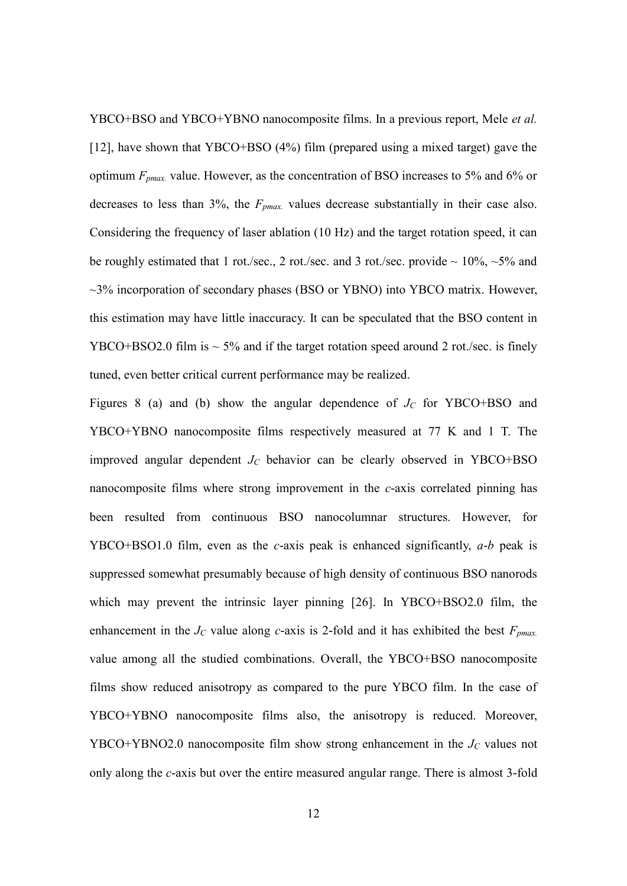YBCO+BSO and YBCO+YBNO nanocomposite films. In a previous report, Mele *et al.* [12], have shown that YBCO+BSO (4%) film (prepared using a mixed target) gave the optimum $F_{pmax.}$ value. However, as the concentration of BSO increases to 5% and 6% or decreases to less than 3%, the $F_{pmax.}$ values decrease substantially in their case also. Considering the frequency of laser ablation (10 Hz) and the target rotation speed, it can be roughly estimated that 1 rot./sec., 2 rot./sec. and 3 rot./sec. provide ~ 10%, ~5% and ~3% incorporation of secondary phases (BSO or YBNO) into YBCO matrix. However, this estimation may have little inaccuracy. It can be speculated that the BSO content in YBCO+BSO2.0 film is ~ 5% and if the target rotation speed around 2 rot./sec. is finely tuned, even better critical current performance may be realized.

Figures 8 (a) and (b) show the angular dependence of $J_C$ for YBCO+BSO and YBCO+YBNO nanocomposite films respectively measured at 77 K and 1 T. The improved angular dependent $J_C$ behavior can be clearly observed in YBCO+BSO nanocomposite films where strong improvement in the *c*-axis correlated pinning has been resulted from continuous BSO nanocolumnar structures. However, for YBCO+BSO1.0 film, even as the *c*-axis peak is enhanced significantly, *a*-*b* peak is suppressed somewhat presumably because of high density of continuous BSO nanorods which may prevent the intrinsic layer pinning [26]. In YBCO+BSO2.0 film, the enhancement in the $J_C$ value along *c*-axis is 2-fold and it has exhibited the best $F_{pmax.}$ value among all the studied combinations. Overall, the YBCO+BSO nanocomposite films show reduced anisotropy as compared to the pure YBCO film. In the case of YBCO+YBNO nanocomposite films also, the anisotropy is reduced. Moreover, YBCO+YBNO2.0 nanocomposite film show strong enhancement in the $J_C$ values not only along the *c*-axis but over the entire measured angular range. There is almost 3-fold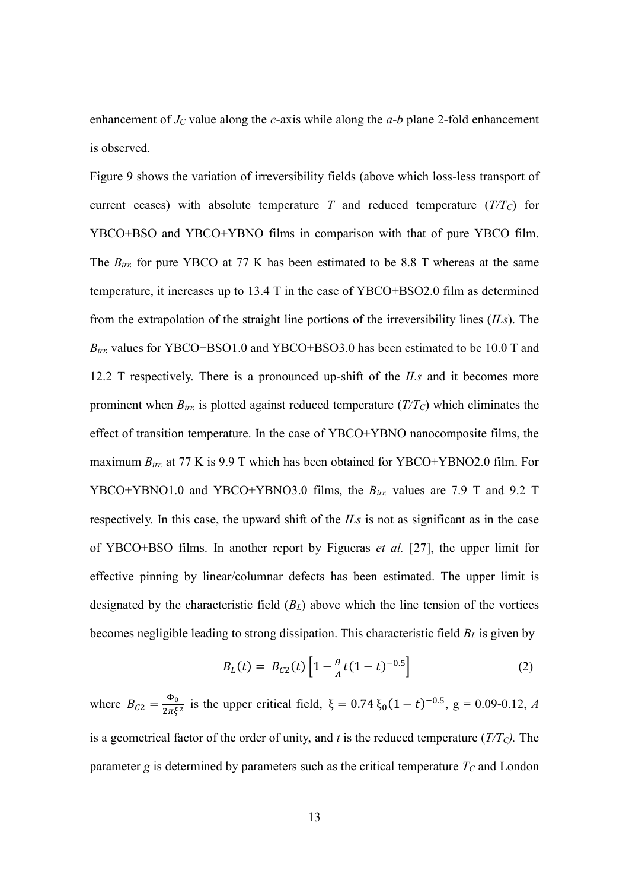enhancement of $J_C$ value along the *c*-axis while along the *a*-*b* plane 2-fold enhancement is observed.

Figure 9 shows the variation of irreversibility fields (above which loss-less transport of current ceases) with absolute temperature $T$ and reduced temperature ($T/T_C$) for YBCO+BSO and YBCO+YBNO films in comparison with that of pure YBCO film. The $B_{irr.}$ for pure YBCO at 77 K has been estimated to be 8.8 T whereas at the same temperature, it increases up to 13.4 T in the case of YBCO+BSO2.0 film as determined from the extrapolation of the straight line portions of the irreversibility lines (*ILs*). The $B_{irr.}$ values for YBCO+BSO1.0 and YBCO+BSO3.0 has been estimated to be 10.0 T and 12.2 T respectively. There is a pronounced up-shift of the *ILs* and it becomes more prominent when $B_{irr.}$ is plotted against reduced temperature ($T/T_C$) which eliminates the effect of transition temperature. In the case of YBCO+YBNO nanocomposite films, the maximum $B_{irr.}$ at 77 K is 9.9 T which has been obtained for YBCO+YBNO2.0 film. For YBCO+YBNO1.0 and YBCO+YBNO3.0 films, the $B_{irr.}$ values are 7.9 T and 9.2 T respectively. In this case, the upward shift of the *ILs* is not as significant as in the case of YBCO+BSO films. In another report by Figueras *et al.* [27], the upper limit for effective pinning by linear/columnar defects has been estimated. The upper limit is designated by the characteristic field ($B_L$) above which the line tension of the vortices becomes negligible leading to strong dissipation. This characteristic field $B_L$ is given by

$$B_L(t) = B_{C2}(t)\left[1 - \frac{g}{A}t(1-t)^{-0.5}\right] \quad (2)$$

where $B_{C2} = \frac{\Phi_0}{2\pi\xi^2}$ is the upper critical field, $\xi = 0.74\,\xi_0(1-t)^{-0.5}$, g = 0.09-0.12, $A$ is a geometrical factor of the order of unity, and $t$ is the reduced temperature ($T/T_C$). The parameter $g$ is determined by parameters such as the critical temperature $T_C$ and London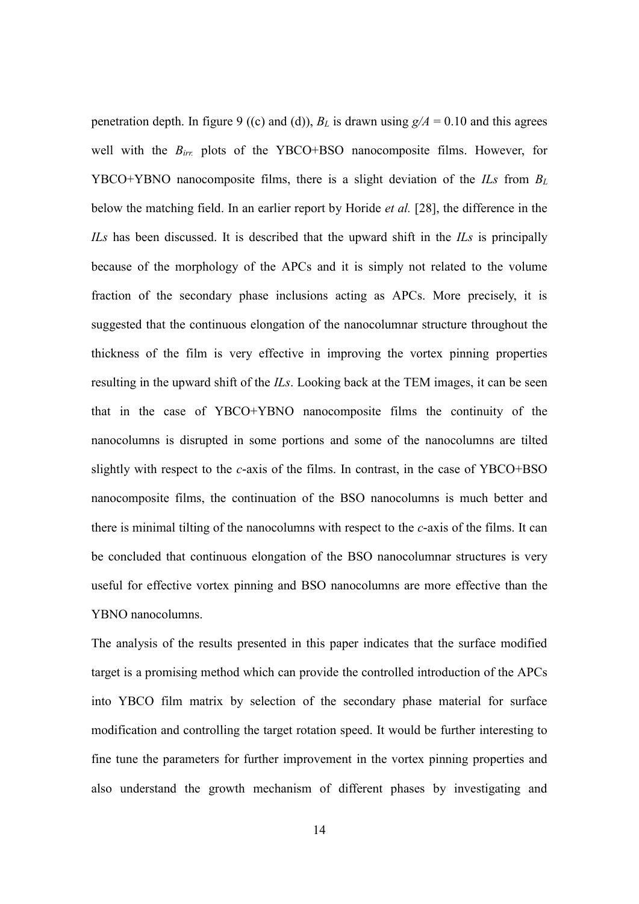penetration depth. In figure 9 ((c) and (d)), $B_L$ is drawn using $g/A = 0.10$ and this agrees well with the $B_{irr.}$ plots of the YBCO+BSO nanocomposite films. However, for YBCO+YBNO nanocomposite films, there is a slight deviation of the *ILs* from $B_L$ below the matching field. In an earlier report by Horide *et al.* [28], the difference in the *ILs* has been discussed. It is described that the upward shift in the *ILs* is principally because of the morphology of the APCs and it is simply not related to the volume fraction of the secondary phase inclusions acting as APCs. More precisely, it is suggested that the continuous elongation of the nanocolumnar structure throughout the thickness of the film is very effective in improving the vortex pinning properties resulting in the upward shift of the *ILs*. Looking back at the TEM images, it can be seen that in the case of YBCO+YBNO nanocomposite films the continuity of the nanocolumns is disrupted in some portions and some of the nanocolumns are tilted slightly with respect to the *c*-axis of the films. In contrast, in the case of YBCO+BSO nanocomposite films, the continuation of the BSO nanocolumns is much better and there is minimal tilting of the nanocolumns with respect to the *c*-axis of the films. It can be concluded that continuous elongation of the BSO nanocolumnar structures is very useful for effective vortex pinning and BSO nanocolumns are more effective than the YBNO nanocolumns.

The analysis of the results presented in this paper indicates that the surface modified target is a promising method which can provide the controlled introduction of the APCs into YBCO film matrix by selection of the secondary phase material for surface modification and controlling the target rotation speed. It would be further interesting to fine tune the parameters for further improvement in the vortex pinning properties and also understand the growth mechanism of different phases by investigating and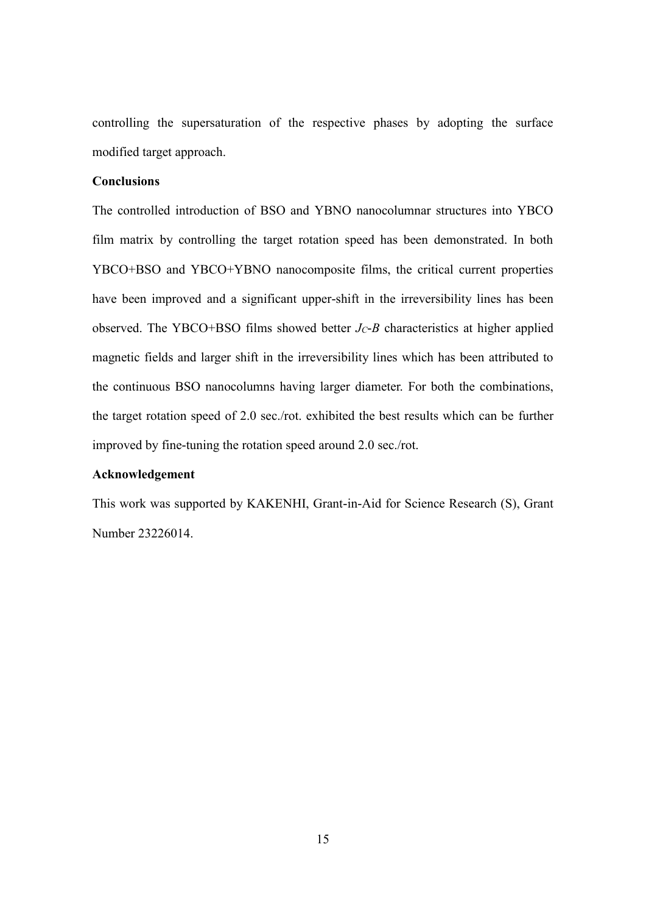controlling the supersaturation of the respective phases by adopting the surface modified target approach.

## Conclusions

The controlled introduction of BSO and YBNO nanocolumnar structures into YBCO film matrix by controlling the target rotation speed has been demonstrated. In both YBCO+BSO and YBCO+YBNO nanocomposite films, the critical current properties have been improved and a significant upper-shift in the irreversibility lines has been observed. The YBCO+BSO films showed better $J_C$-$B$ characteristics at higher applied magnetic fields and larger shift in the irreversibility lines which has been attributed to the continuous BSO nanocolumns having larger diameter. For both the combinations, the target rotation speed of 2.0 sec./rot. exhibited the best results which can be further improved by fine-tuning the rotation speed around 2.0 sec./rot.

## Acknowledgement

This work was supported by KAKENHI, Grant-in-Aid for Science Research (S), Grant Number 23226014.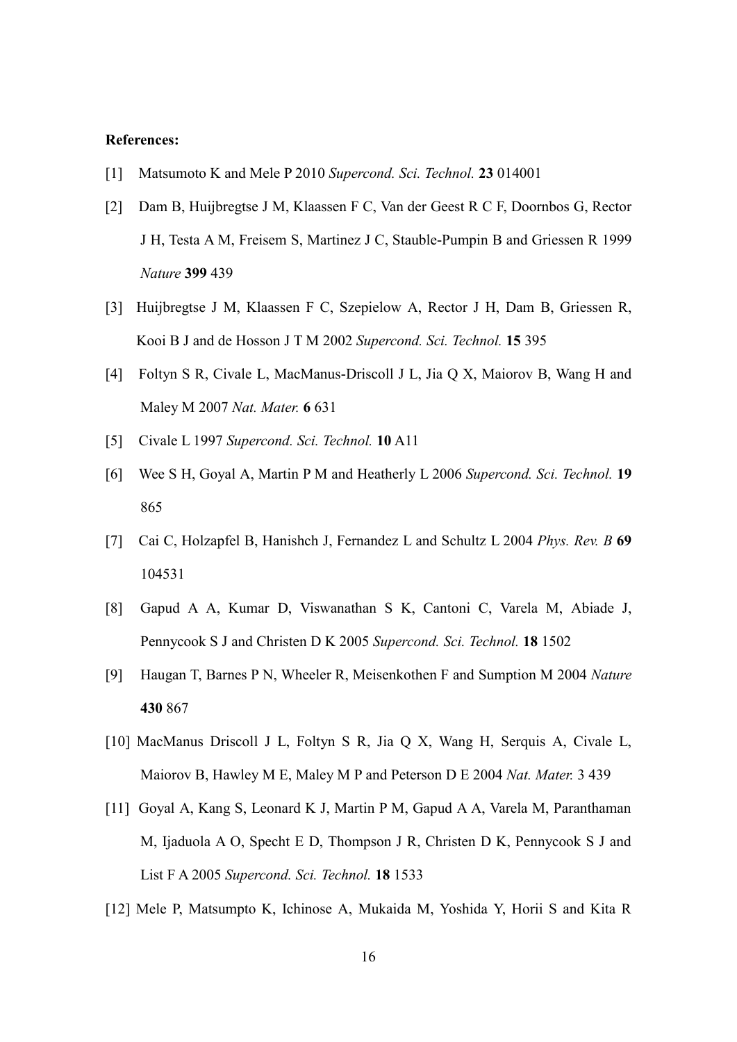**References:**

[1] Matsumoto K and Mele P 2010 *Supercond. Sci. Technol.* **23** 014001

[2] Dam B, Huijbregtse J M, Klaassen F C, Van der Geest R C F, Doornbos G, Rector J H, Testa A M, Freisem S, Martinez J C, Stauble-Pumpin B and Griessen R 1999 *Nature* **399** 439

[3] Huijbregtse J M, Klaassen F C, Szepielow A, Rector J H, Dam B, Griessen R, Kooi B J and de Hosson J T M 2002 *Supercond. Sci. Technol.* **15** 395

[4] Foltyn S R, Civale L, MacManus-Driscoll J L, Jia Q X, Maiorov B, Wang H and Maley M 2007 *Nat. Mater.* **6** 631

[5] Civale L 1997 *Supercond. Sci. Technol.* **10** A11

[6] Wee S H, Goyal A, Martin P M and Heatherly L 2006 *Supercond. Sci. Technol.* **19** 865

[7] Cai C, Holzapfel B, Hanishch J, Fernandez L and Schultz L 2004 *Phys. Rev. B* **69** 104531

[8] Gapud A A, Kumar D, Viswanathan S K, Cantoni C, Varela M, Abiade J, Pennycook S J and Christen D K 2005 *Supercond. Sci. Technol.* **18** 1502

[9] Haugan T, Barnes P N, Wheeler R, Meisenkothen F and Sumption M 2004 *Nature* **430** 867

[10] MacManus Driscoll J L, Foltyn S R, Jia Q X, Wang H, Serquis A, Civale L, Maiorov B, Hawley M E, Maley M P and Peterson D E 2004 *Nat. Mater.* 3 439

[11] Goyal A, Kang S, Leonard K J, Martin P M, Gapud A A, Varela M, Paranthaman M, Ijaduola A O, Specht E D, Thompson J R, Christen D K, Pennycook S J and List F A 2005 *Supercond. Sci. Technol.* **18** 1533

[12] Mele P, Matsumpto K, Ichinose A, Mukaida M, Yoshida Y, Horii S and Kita R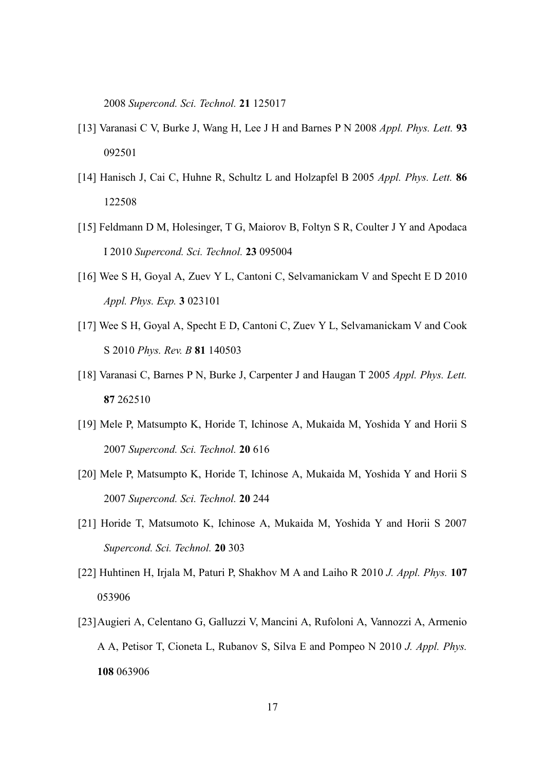2008 *Supercond. Sci. Technol.* **21** 125017

[13] Varanasi C V, Burke J, Wang H, Lee J H and Barnes P N 2008 *Appl. Phys. Lett.* **93** 092501

[14] Hanisch J, Cai C, Huhne R, Schultz L and Holzapfel B 2005 *Appl. Phys. Lett.* **86** 122508

[15] Feldmann D M, Holesinger, T G, Maiorov B, Foltyn S R, Coulter J Y and Apodaca I 2010 *Supercond. Sci. Technol.* **23** 095004

[16] Wee S H, Goyal A, Zuev Y L, Cantoni C, Selvamanickam V and Specht E D 2010 *Appl. Phys. Exp.* **3** 023101

[17] Wee S H, Goyal A, Specht E D, Cantoni C, Zuev Y L, Selvamanickam V and Cook S 2010 *Phys. Rev. B* **81** 140503

[18] Varanasi C, Barnes P N, Burke J, Carpenter J and Haugan T 2005 *Appl. Phys. Lett.* **87** 262510

[19] Mele P, Matsumpto K, Horide T, Ichinose A, Mukaida M, Yoshida Y and Horii S 2007 *Supercond. Sci. Technol.* **20** 616

[20] Mele P, Matsumpto K, Horide T, Ichinose A, Mukaida M, Yoshida Y and Horii S 2007 *Supercond. Sci. Technol.* **20** 244

[21] Horide T, Matsumoto K, Ichinose A, Mukaida M, Yoshida Y and Horii S 2007 *Supercond. Sci. Technol.* **20** 303

[22] Huhtinen H, Irjala M, Paturi P, Shakhov M A and Laiho R 2010 *J. Appl. Phys.* **107** 053906

[23] Augieri A, Celentano G, Galluzzi V, Mancini A, Rufoloni A, Vannozzi A, Armenio A A, Petisor T, Cioneta L, Rubanov S, Silva E and Pompeo N 2010 *J. Appl. Phys.* **108** 063906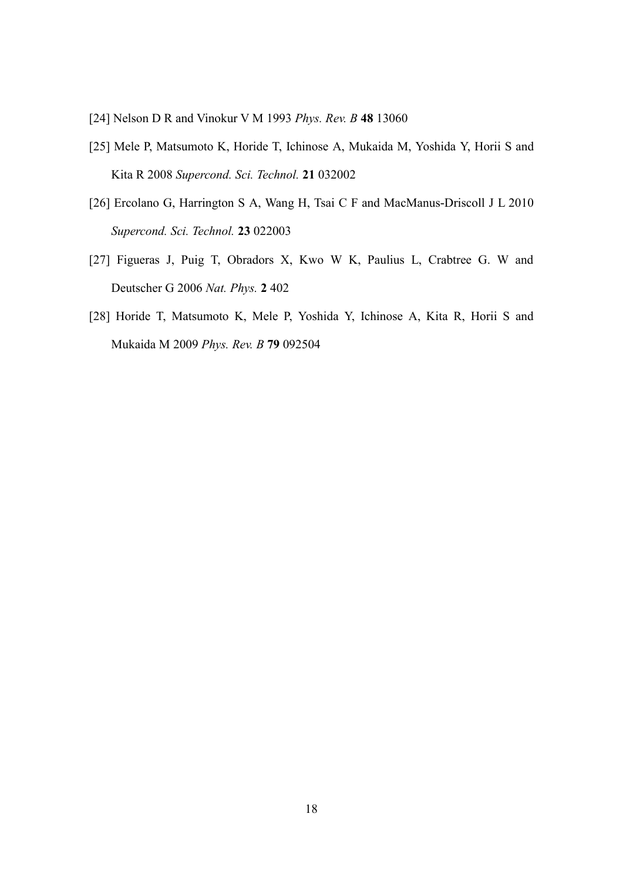[24] Nelson D R and Vinokur V M 1993 *Phys. Rev. B* **48** 13060

[25] Mele P, Matsumoto K, Horide T, Ichinose A, Mukaida M, Yoshida Y, Horii S and Kita R 2008 *Supercond. Sci. Technol.* **21** 032002

[26] Ercolano G, Harrington S A, Wang H, Tsai C F and MacManus-Driscoll J L 2010 *Supercond. Sci. Technol.* **23** 022003

[27] Figueras J, Puig T, Obradors X, Kwo W K, Paulius L, Crabtree G. W and Deutscher G 2006 *Nat. Phys.* **2** 402

[28] Horide T, Matsumoto K, Mele P, Yoshida Y, Ichinose A, Kita R, Horii S and Mukaida M 2009 *Phys. Rev. B* **79** 092504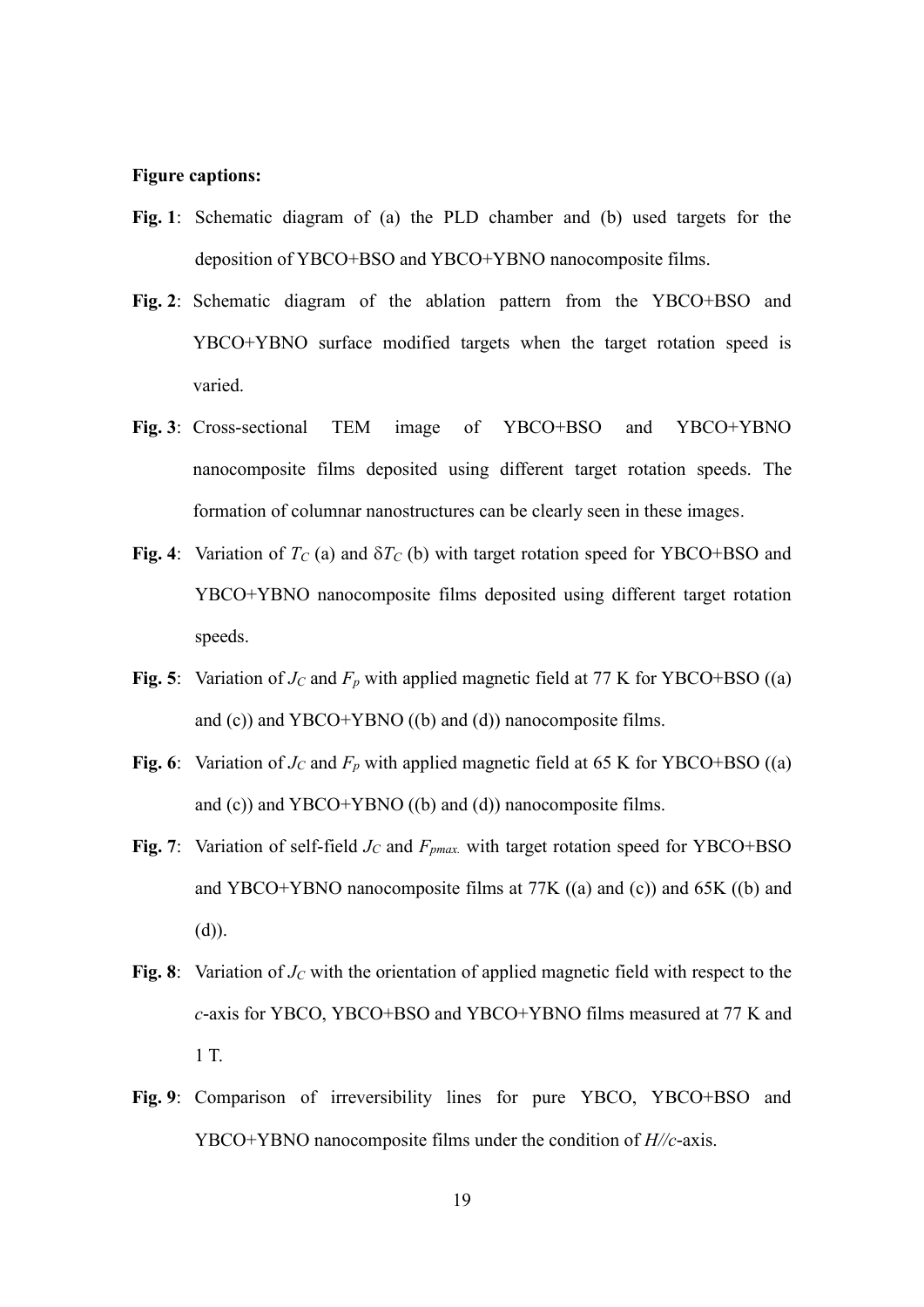**Figure captions:**

**Fig. 1**: Schematic diagram of (a) the PLD chamber and (b) used targets for the deposition of YBCO+BSO and YBCO+YBNO nanocomposite films.

**Fig. 2**: Schematic diagram of the ablation pattern from the YBCO+BSO and YBCO+YBNO surface modified targets when the target rotation speed is varied.

**Fig. 3**: Cross-sectional TEM image of YBCO+BSO and YBCO+YBNO nanocomposite films deposited using different target rotation speeds. The formation of columnar nanostructures can be clearly seen in these images.

**Fig. 4**: Variation of $T_C$ (a) and $\delta T_C$ (b) with target rotation speed for YBCO+BSO and YBCO+YBNO nanocomposite films deposited using different target rotation speeds.

**Fig. 5**: Variation of $J_C$ and $F_p$ with applied magnetic field at 77 K for YBCO+BSO ((a) and (c)) and YBCO+YBNO ((b) and (d)) nanocomposite films.

**Fig. 6**: Variation of $J_C$ and $F_p$ with applied magnetic field at 65 K for YBCO+BSO ((a) and (c)) and YBCO+YBNO ((b) and (d)) nanocomposite films.

**Fig. 7**: Variation of self-field $J_C$ and $F_{pmax.}$ with target rotation speed for YBCO+BSO and YBCO+YBNO nanocomposite films at 77K ((a) and (c)) and 65K ((b) and (d)).

**Fig. 8**: Variation of $J_C$ with the orientation of applied magnetic field with respect to the *c*-axis for YBCO, YBCO+BSO and YBCO+YBNO films measured at 77 K and 1 T.

**Fig. 9**: Comparison of irreversibility lines for pure YBCO, YBCO+BSO and YBCO+YBNO nanocomposite films under the condition of *H//c*-axis.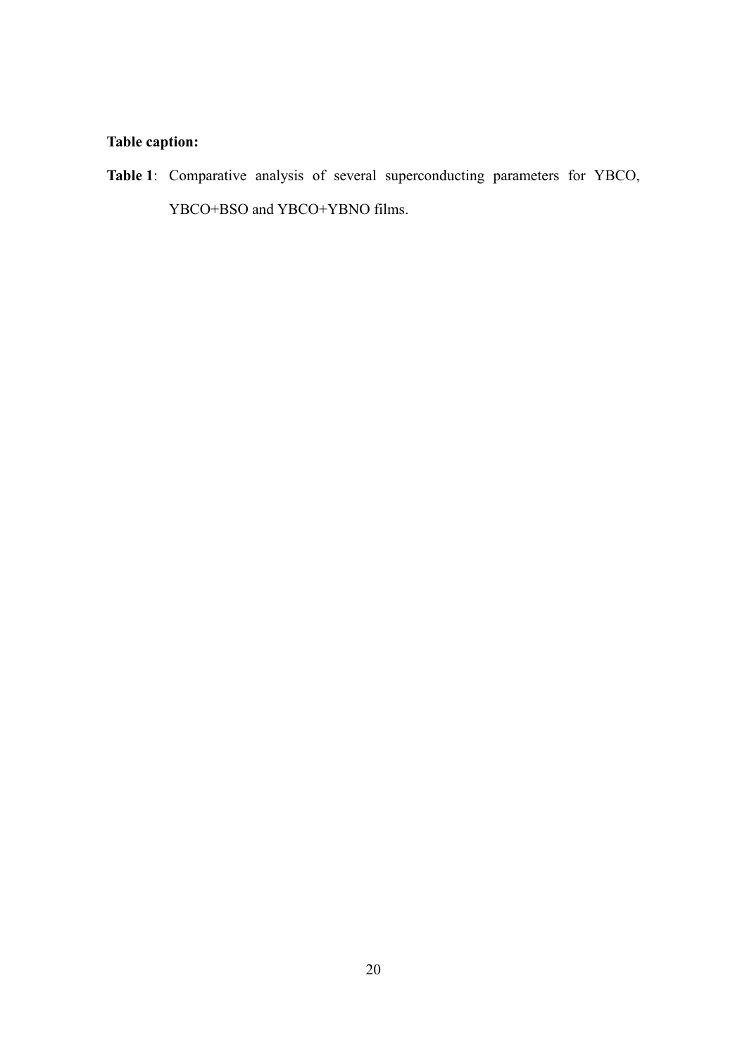**Table caption:**

**Table 1**: Comparative analysis of several superconducting parameters for YBCO, YBCO+BSO and YBCO+YBNO films.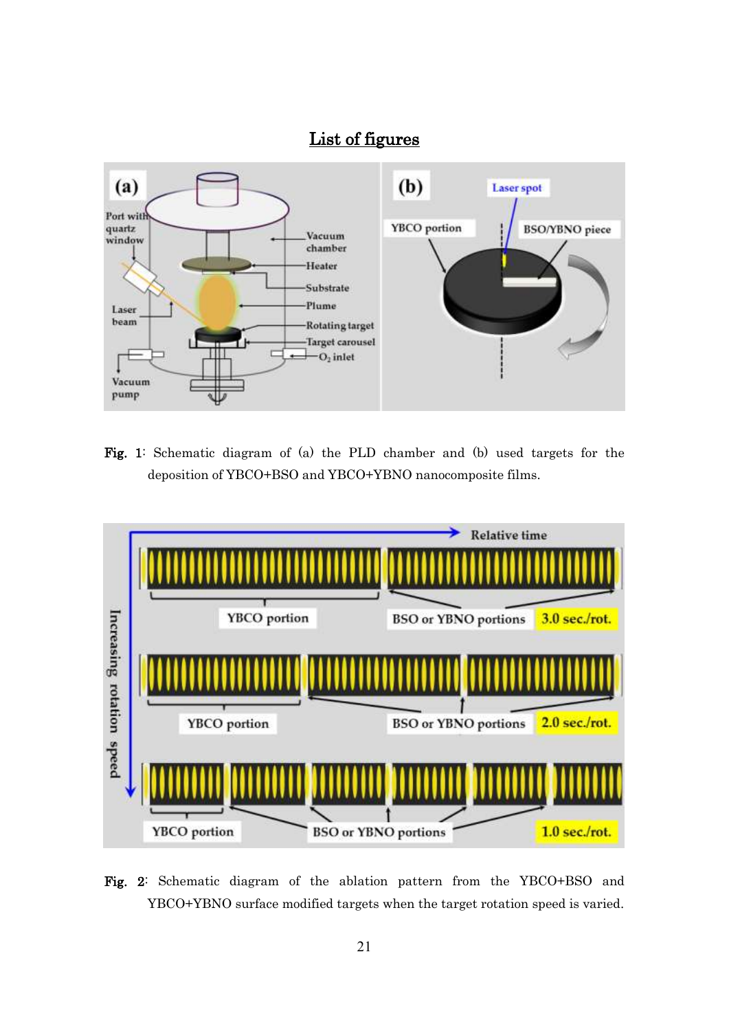## List of figures

**Fig. 1**: Schematic diagram of (a) the PLD chamber and (b) used targets for the deposition of YBCO+BSO and YBCO+YBNO nanocomposite films.

**Fig. 2**: Schematic diagram of the ablation pattern from the YBCO+BSO and YBCO+YBNO surface modified targets when the target rotation speed is varied.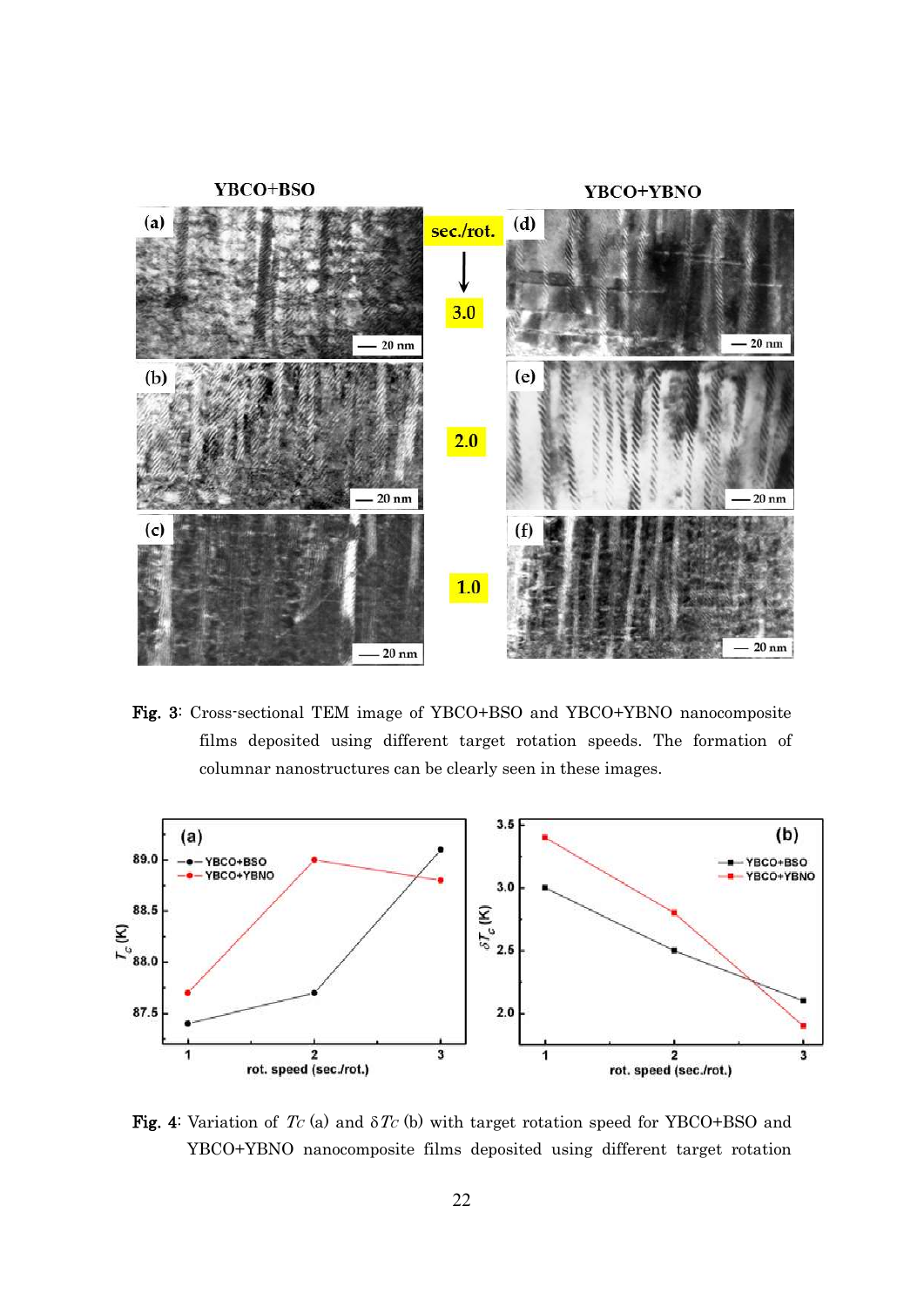**Fig. 3**: Cross-sectional TEM image of YBCO+BSO and YBCO+YBNO nanocomposite films deposited using different target rotation speeds. The formation of columnar nanostructures can be clearly seen in these images.

**Fig. 4**: Variation of $T_C$ (a) and $\delta T_C$ (b) with target rotation speed for YBCO+BSO and YBCO+YBNO nanocomposite films deposited using different target rotation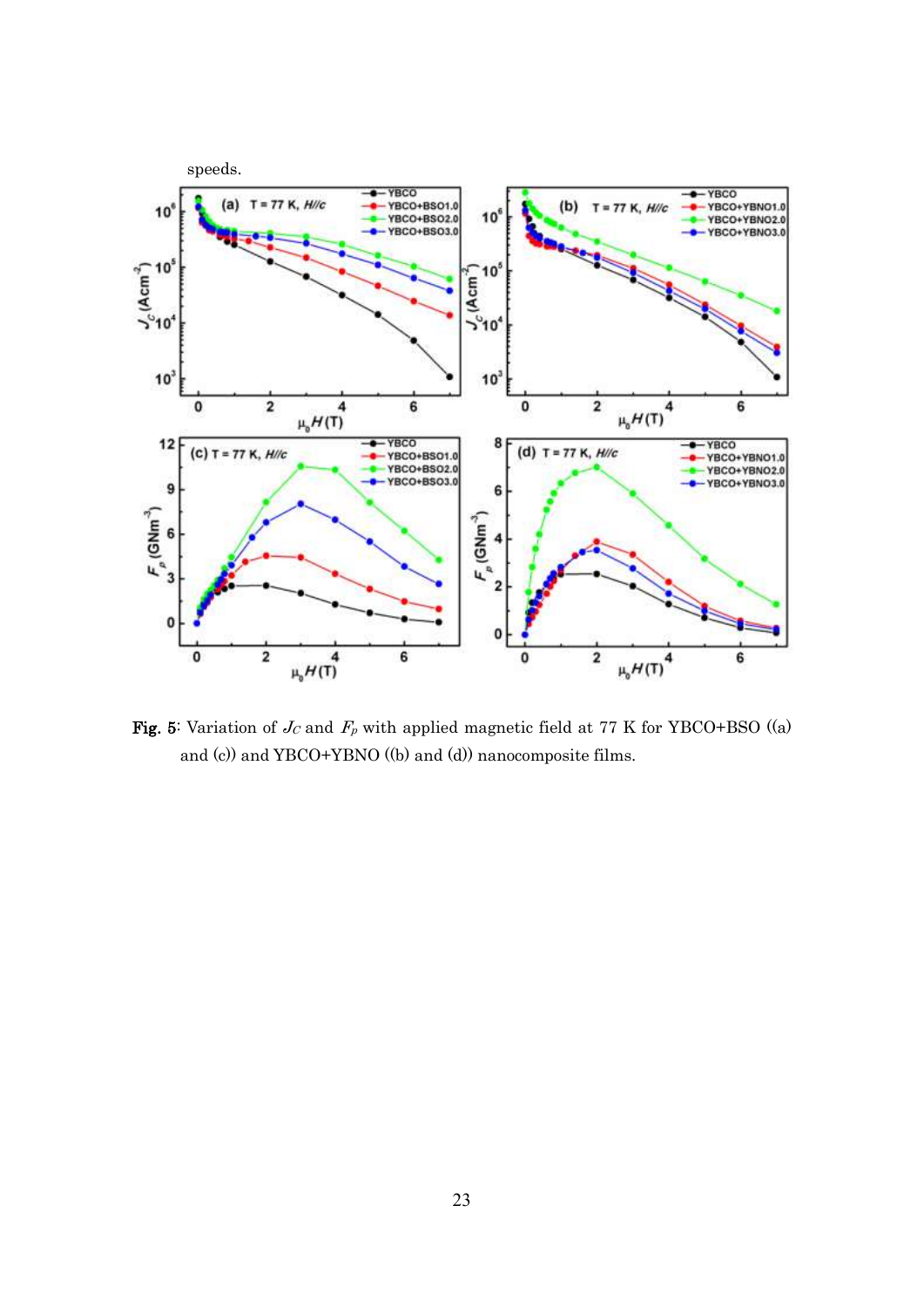speeds.

Fig. 5: Variation of $J_C$ and $F_p$ with applied magnetic field at 77 K for YBCO+BSO ((a) and (c)) and YBCO+YBNO ((b) and (d)) nanocomposite films.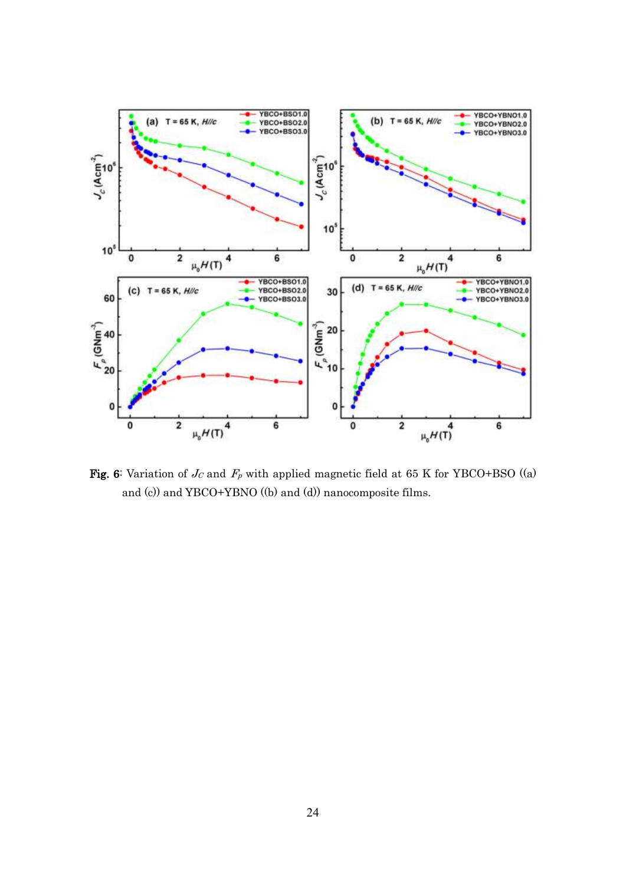**Fig. 6**: Variation of $J_C$ and $F_p$ with applied magnetic field at 65 K for YBCO+BSO ((a) and (c)) and YBCO+YBNO ((b) and (d)) nanocomposite films.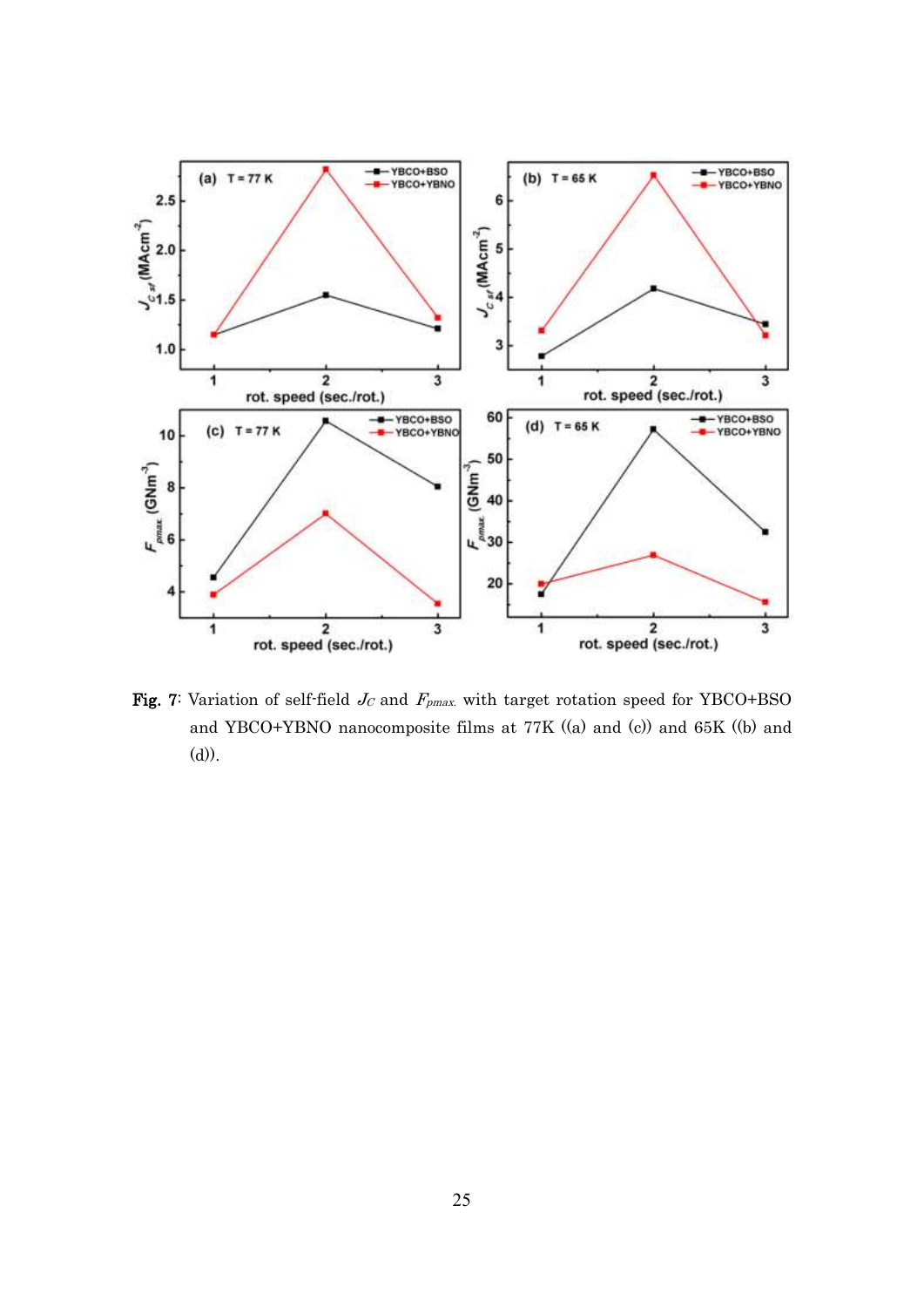**Fig. 7**: Variation of self-field $J_C$ and $F_{pmax.}$ with target rotation speed for YBCO+BSO and YBCO+YBNO nanocomposite films at 77K ((a) and (c)) and 65K ((b) and (d)).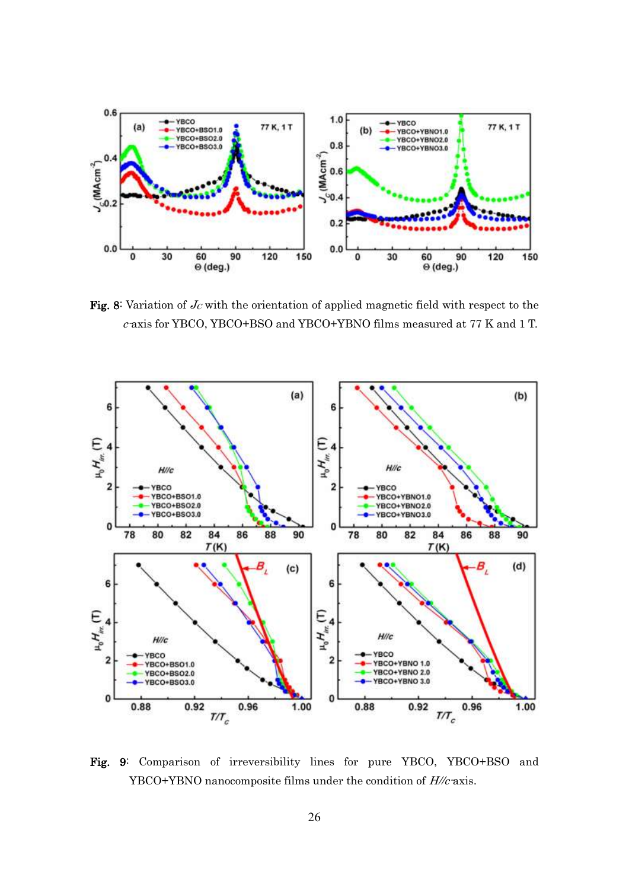**Fig. 8**: Variation of $J_C$ with the orientation of applied magnetic field with respect to the $c$-axis for YBCO, YBCO+BSO and YBCO+YBNO films measured at 77 K and 1 T.

**Fig. 9**: Comparison of irreversibility lines for pure YBCO, YBCO+BSO and YBCO+YBNO nanocomposite films under the condition of $H // c$-axis.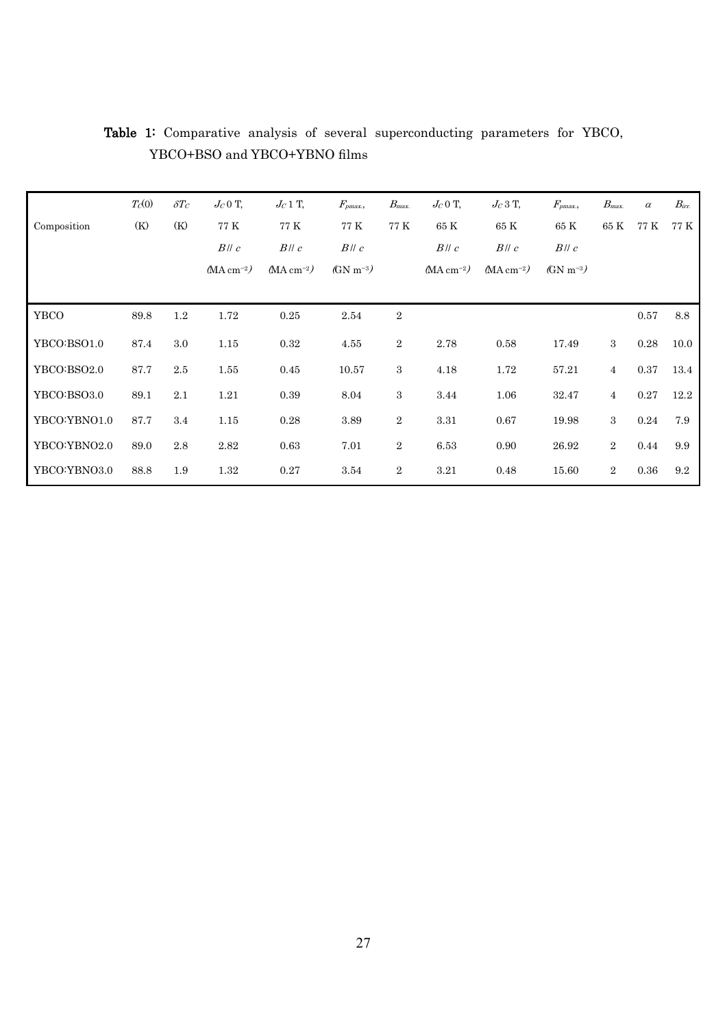**Table 1:** Comparative analysis of several superconducting parameters for YBCO, YBCO+BSO and YBCO+YBNO films

| Composition | $T_C(0)$ (K) | $\delta T_C$ (K) | $J_C$ 0 T, 77 K $B // c$ ($MA\ cm^{-2}$) | $J_C$ 1 T, 77 K $B // c$ ($MA\ cm^{-2}$) | $F_{pmax}$, 77 K $B // c$ ($GN\ m^{-3}$) | $B_{max.}$ 77 K | $J_C$ 0 T, 65 K $B // c$ ($MA\ cm^{-2}$) | $J_C$ 3 T, 65 K $B // c$ ($MA\ cm^{-2}$) | $F_{pmax}$, 65 K $B // c$ ($GN\ m^{-3}$) | $B_{max.}$ 65 K | $\alpha$ 77 K | $B_{irr.}$ 77 K |
|---|---|---|---|---|---|---|---|---|---|---|---|---|
| YBCO | 89.8 | 1.2 | 1.72 | 0.25 | 2.54 | 2 | | | | | 0.57 | 8.8 |
| YBCO:BSO1.0 | 87.4 | 3.0 | 1.15 | 0.32 | 4.55 | 2 | 2.78 | 0.58 | 17.49 | 3 | 0.28 | 10.0 |
| YBCO:BSO2.0 | 87.7 | 2.5 | 1.55 | 0.45 | 10.57 | 3 | 4.18 | 1.72 | 57.21 | 4 | 0.37 | 13.4 |
| YBCO:BSO3.0 | 89.1 | 2.1 | 1.21 | 0.39 | 8.04 | 3 | 3.44 | 1.06 | 32.47 | 4 | 0.27 | 12.2 |
| YBCO:YBNO1.0 | 87.7 | 3.4 | 1.15 | 0.28 | 3.89 | 2 | 3.31 | 0.67 | 19.98 | 3 | 0.24 | 7.9 |
| YBCO:YBNO2.0 | 89.0 | 2.8 | 2.82 | 0.63 | 7.01 | 2 | 6.53 | 0.90 | 26.92 | 2 | 0.44 | 9.9 |
| YBCO:YBNO3.0 | 88.8 | 1.9 | 1.32 | 0.27 | 3.54 | 2 | 3.21 | 0.48 | 15.60 | 2 | 0.36 | 9.2 |